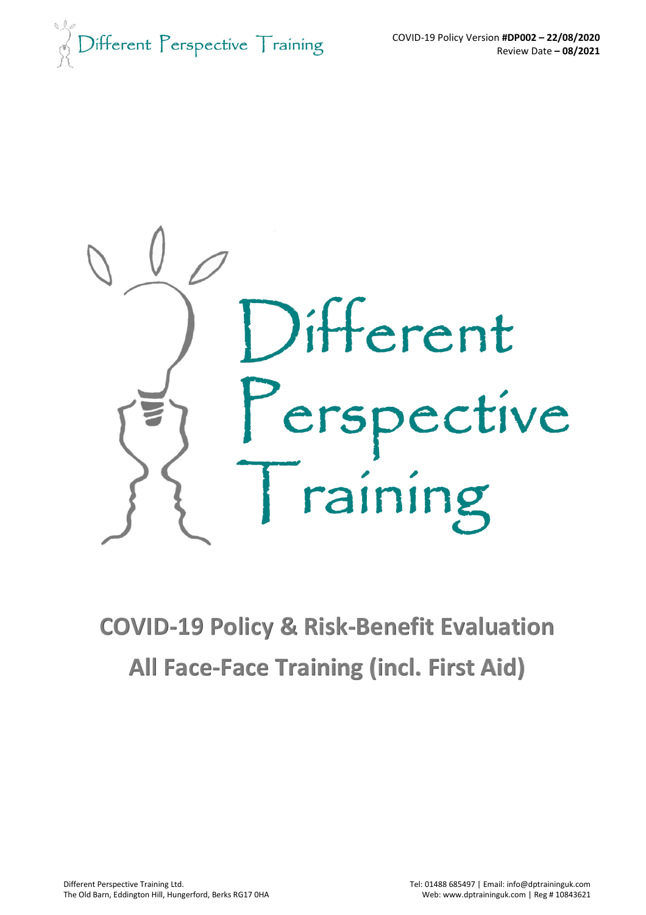COVID-19 Policy Version **#DP002 – 22/08/2020**
Review Date **– 08/2021**

Different Perspective Training

# COVID-19 Policy & Risk-Benefit Evaluation

# All Face-Face Training (incl. First Aid)

Different Perspective Training Ltd.
The Old Barn, Eddington Hill, Hungerford, Berks RG17 0HA

Tel: 01488 685497 | Email: info@dptraininguk.com
Web: www.dptraininguk.com | Reg # 10843621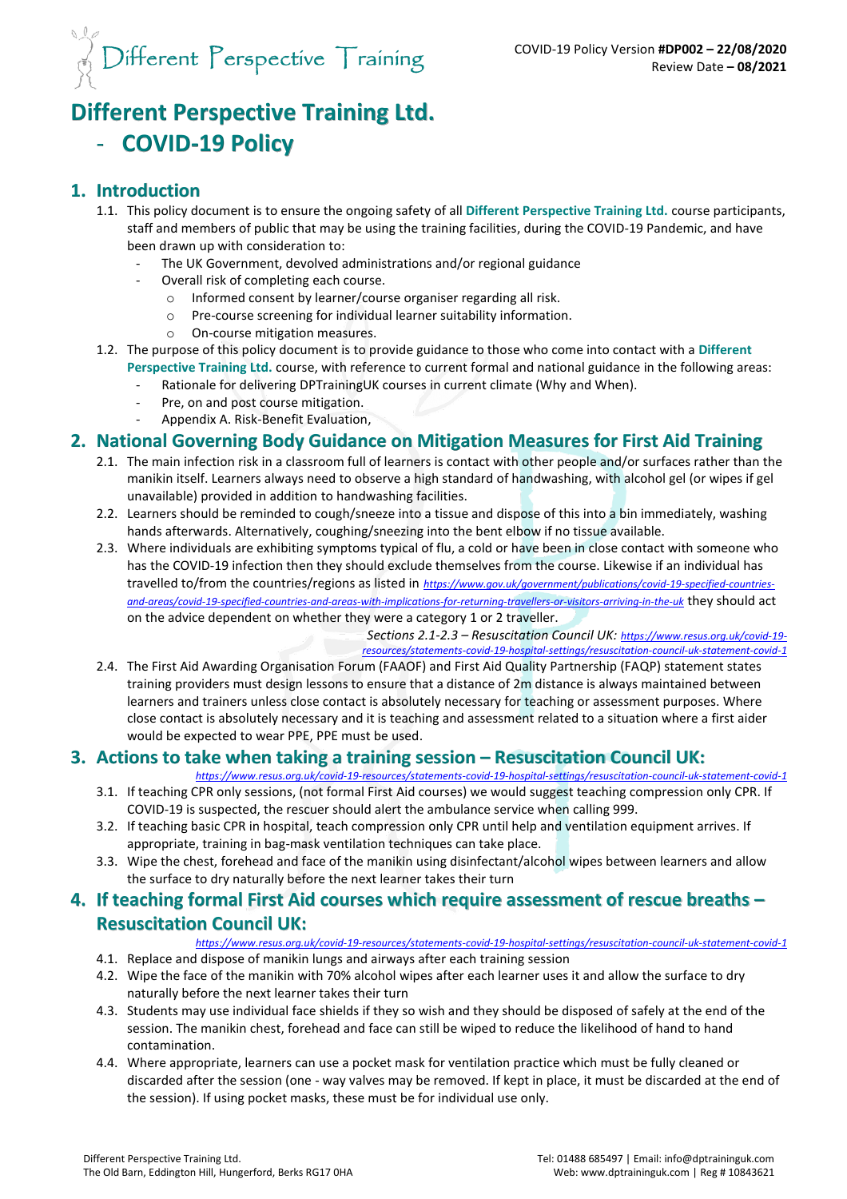# Different Perspective Training Ltd. - COVID-19 Policy

COVID-19 Policy Version **#DP002 – 22/08/2020**
Review Date **– 08/2021**

## 1. Introduction

1.1. This policy document is to ensure the ongoing safety of all **Different Perspective Training Ltd.** course participants, staff and members of public that may be using the training facilities, during the COVID-19 Pandemic, and have been drawn up with consideration to:

- The UK Government, devolved administrations and/or regional guidance
- Overall risk of completing each course.
  - Informed consent by learner/course organiser regarding all risk.
  - Pre-course screening for individual learner suitability information.
  - On-course mitigation measures.

1.2. The purpose of this policy document is to provide guidance to those who come into contact with a **Different Perspective Training Ltd.** course, with reference to current formal and national guidance in the following areas:

- Rationale for delivering DPTrainingUK courses in current climate (Why and When).
- Pre, on and post course mitigation.
- Appendix A. Risk-Benefit Evaluation,

## 2. National Governing Body Guidance on Mitigation Measures for First Aid Training

2.1. The main infection risk in a classroom full of learners is contact with other people and/or surfaces rather than the manikin itself. Learners always need to observe a high standard of handwashing, with alcohol gel (or wipes if gel unavailable) provided in addition to handwashing facilities.

2.2. Learners should be reminded to cough/sneeze into a tissue and dispose of this into a bin immediately, washing hands afterwards. Alternatively, coughing/sneezing into the bent elbow if no tissue available.

2.3. Where individuals are exhibiting symptoms typical of flu, a cold or have been in close contact with someone who has the COVID-19 infection then they should exclude themselves from the course. Likewise if an individual has travelled to/from the countries/regions as listed in *https://www.gov.uk/government/publications/covid-19-specified-countries-and-areas/covid-19-specified-countries-and-areas-with-implications-for-returning-travellers-or-visitors-arriving-in-the-uk* they should act on the advice dependent on whether they were a category 1 or 2 traveller.

*Sections 2.1-2.3 – Resuscitation Council UK: https://www.resus.org.uk/covid-19-resources/statements-covid-19-hospital-settings/resuscitation-council-uk-statement-covid-1*

2.4. The First Aid Awarding Organisation Forum (FAAOF) and First Aid Quality Partnership (FAQP) statement states training providers must design lessons to ensure that a distance of 2m distance is always maintained between learners and trainers unless close contact is absolutely necessary for teaching or assessment purposes. Where close contact is absolutely necessary and it is teaching and assessment related to a situation where a first aider would be expected to wear PPE, PPE must be used.

## 3. Actions to take when taking a training session – Resuscitation Council UK:

*https://www.resus.org.uk/covid-19-resources/statements-covid-19-hospital-settings/resuscitation-council-uk-statement-covid-1*

3.1. If teaching CPR only sessions, (not formal First Aid courses) we would suggest teaching compression only CPR. If COVID-19 is suspected, the rescuer should alert the ambulance service when calling 999.

3.2. If teaching basic CPR in hospital, teach compression only CPR until help and ventilation equipment arrives. If appropriate, training in bag-mask ventilation techniques can take place.

3.3. Wipe the chest, forehead and face of the manikin using disinfectant/alcohol wipes between learners and allow the surface to dry naturally before the next learner takes their turn

## 4. If teaching formal First Aid courses which require assessment of rescue breaths – Resuscitation Council UK:

*https://www.resus.org.uk/covid-19-resources/statements-covid-19-hospital-settings/resuscitation-council-uk-statement-covid-1*

4.1. Replace and dispose of manikin lungs and airways after each training session

4.2. Wipe the face of the manikin with 70% alcohol wipes after each learner uses it and allow the surface to dry naturally before the next learner takes their turn

4.3. Students may use individual face shields if they so wish and they should be disposed of safely at the end of the session. The manikin chest, forehead and face can still be wiped to reduce the likelihood of hand to hand contamination.

4.4. Where appropriate, learners can use a pocket mask for ventilation practice which must be fully cleaned or discarded after the session (one - way valves may be removed. If kept in place, it must be discarded at the end of the session). If using pocket masks, these must be for individual use only.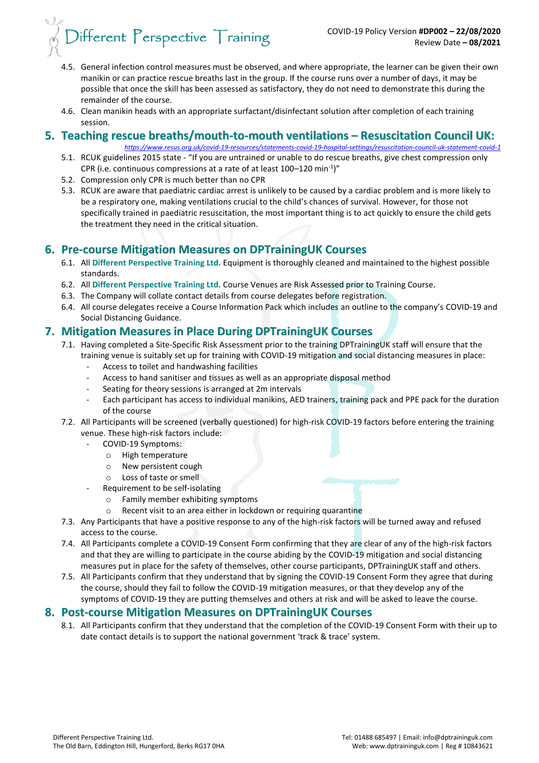4.5. General infection control measures must be observed, and where appropriate, the learner can be given their own manikin or can practice rescue breaths last in the group. If the course runs over a number of days, it may be possible that once the skill has been assessed as satisfactory, they do not need to demonstrate this during the remainder of the course.

4.6. Clean manikin heads with an appropriate surfactant/disinfectant solution after completion of each training session.

## 5. Teaching rescue breaths/mouth-to-mouth ventilations – Resuscitation Council UK:

*https://www.resus.org.uk/covid-19-resources/statements-covid-19-hospital-settings/resuscitation-council-uk-statement-covid-1*

5.1. RCUK guidelines 2015 state - "If you are untrained or unable to do rescue breaths, give chest compression only CPR (i.e. continuous compressions at a rate of at least 100–120 min$^{-1}$)"

5.2. Compression only CPR is much better than no CPR

5.3. RCUK are aware that paediatric cardiac arrest is unlikely to be caused by a cardiac problem and is more likely to be a respiratory one, making ventilations crucial to the child's chances of survival. However, for those not specifically trained in paediatric resuscitation, the most important thing is to act quickly to ensure the child gets the treatment they need in the critical situation.

## 6. Pre-course Mitigation Measures on DPTrainingUK Courses

6.1. All **Different Perspective Training Ltd.** Equipment is thoroughly cleaned and maintained to the highest possible standards.

6.2. All **Different Perspective Training Ltd.** Course Venues are Risk Assessed prior to Training Course.

6.3. The Company will collate contact details from course delegates before registration.

6.4. All course delegates receive a Course Information Pack which includes an outline to the company's COVID-19 and Social Distancing Guidance.

## 7. Mitigation Measures in Place During DPTrainingUK Courses

7.1. Having completed a Site-Specific Risk Assessment prior to the training DPTrainingUK staff will ensure that the training venue is suitably set up for training with COVID-19 mitigation and social distancing measures in place:

- Access to toilet and handwashing facilities
- Access to hand sanitiser and tissues as well as an appropriate disposal method
- Seating for theory sessions is arranged at 2m intervals
- Each participant has access to individual manikins, AED trainers, training pack and PPE pack for the duration of the course

7.2. All Participants will be screened (verbally questioned) for high-risk COVID-19 factors before entering the training venue. These high-risk factors include:

- COVID-19 Symptoms:
  - High temperature
  - New persistent cough
  - Loss of taste or smell
- Requirement to be self-isolating
  - Family member exhibiting symptoms
  - Recent visit to an area either in lockdown or requiring quarantine

7.3. Any Participants that have a positive response to any of the high-risk factors will be turned away and refused access to the course.

7.4. All Participants complete a COVID-19 Consent Form confirming that they are clear of any of the high-risk factors and that they are willing to participate in the course abiding by the COVID-19 mitigation and social distancing measures put in place for the safety of themselves, other course participants, DPTrainingUK staff and others.

7.5. All Participants confirm that they understand that by signing the COVID-19 Consent Form they agree that during the course, should they fail to follow the COVID-19 mitigation measures, or that they develop any of the symptoms of COVID-19 they are putting themselves and others at risk and will be asked to leave the course.

## 8. Post-course Mitigation Measures on DPTrainingUK Courses

8.1. All Participants confirm that they understand that the completion of the COVID-19 Consent Form with their up to date contact details is to support the national government 'track & trace' system.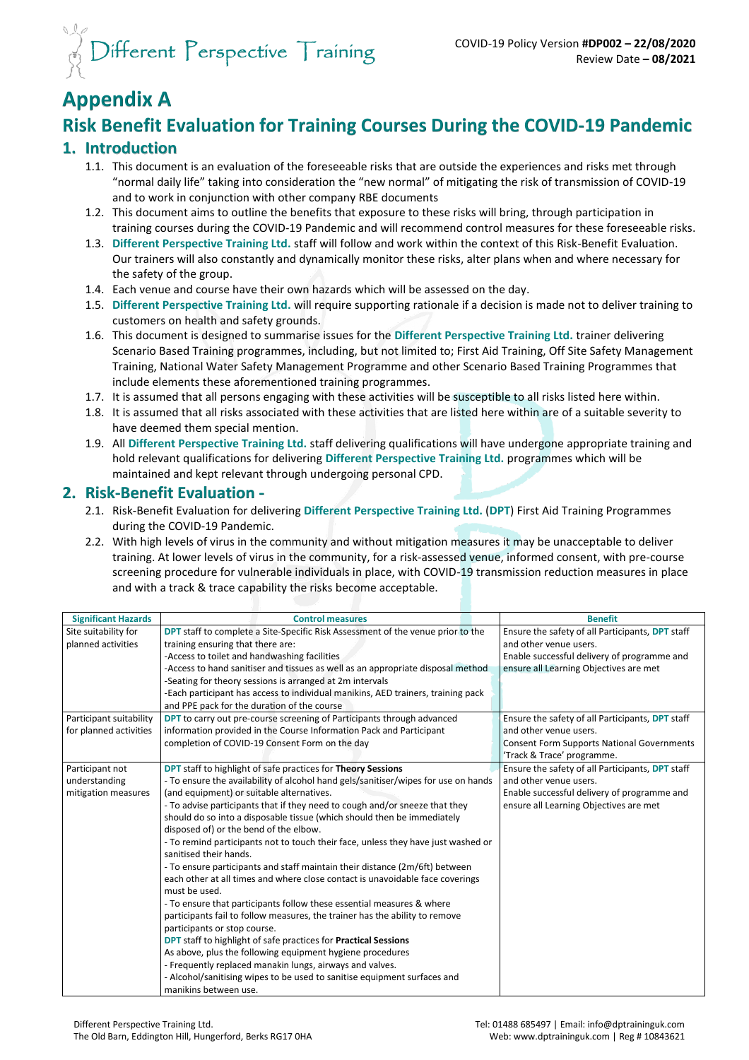# Appendix A

## Risk Benefit Evaluation for Training Courses During the COVID-19 Pandemic

### 1. Introduction

1.1. This document is an evaluation of the foreseeable risks that are outside the experiences and risks met through "normal daily life" taking into consideration the "new normal" of mitigating the risk of transmission of COVID-19 and to work in conjunction with other company RBE documents

1.2. This document aims to outline the benefits that exposure to these risks will bring, through participation in training courses during the COVID-19 Pandemic and will recommend control measures for these foreseeable risks.

1.3. **Different Perspective Training Ltd.** staff will follow and work within the context of this Risk-Benefit Evaluation. Our trainers will also constantly and dynamically monitor these risks, alter plans when and where necessary for the safety of the group.

1.4. Each venue and course have their own hazards which will be assessed on the day.

1.5. **Different Perspective Training Ltd.** will require supporting rationale if a decision is made not to deliver training to customers on health and safety grounds.

1.6. This document is designed to summarise issues for the **Different Perspective Training Ltd.** trainer delivering Scenario Based Training programmes, including, but not limited to; First Aid Training, Off Site Safety Management Training, National Water Safety Management Programme and other Scenario Based Training Programmes that include elements these aforementioned training programmes.

1.7. It is assumed that all persons engaging with these activities will be susceptible to all risks listed here within.

1.8. It is assumed that all risks associated with these activities that are listed here within are of a suitable severity to have deemed them special mention.

1.9. All **Different Perspective Training Ltd.** staff delivering qualifications will have undergone appropriate training and hold relevant qualifications for delivering **Different Perspective Training Ltd.** programmes which will be maintained and kept relevant through undergoing personal CPD.

### 2. Risk-Benefit Evaluation -

2.1. Risk-Benefit Evaluation for delivering **Different Perspective Training Ltd.** (**DPT**) First Aid Training Programmes during the COVID-19 Pandemic.

2.2. With high levels of virus in the community and without mitigation measures it may be unacceptable to deliver training. At lower levels of virus in the community, for a risk-assessed venue, informed consent, with pre-course screening procedure for vulnerable individuals in place, with COVID-19 transmission reduction measures in place and with a track & trace capability the risks become acceptable.

| Significant Hazards | Control measures | Benefit |
|---|---|---|
| Site suitability for planned activities | **DPT** staff to complete a Site-Specific Risk Assessment of the venue prior to the training ensuring that there are:<br>-Access to toilet and handwashing facilities<br>-Access to hand sanitiser and tissues as well as an appropriate disposal method<br>-Seating for theory sessions is arranged at 2m intervals<br>-Each participant has access to individual manikins, AED trainers, training pack and PPE pack for the duration of the course | Ensure the safety of all Participants, **DPT** staff and other venue users.<br>Enable successful delivery of programme and ensure all Learning Objectives are met |
| Participant suitability for planned activities | **DPT** to carry out pre-course screening of Participants through advanced information provided in the Course Information Pack and Participant completion of COVID-19 Consent Form on the day | Ensure the safety of all Participants, **DPT** staff and other venue users.<br>Consent Form Supports National Governments 'Track & Trace' programme. |
| Participant not understanding mitigation measures | **DPT** staff to highlight of safe practices for **Theory Sessions**<br>- To ensure the availability of alcohol hand gels/sanitiser/wipes for use on hands (and equipment) or suitable alternatives.<br>- To advise participants that if they need to cough and/or sneeze that they should do so into a disposable tissue (which should then be immediately disposed of) or the bend of the elbow.<br>- To remind participants not to touch their face, unless they have just washed or sanitised their hands.<br>- To ensure participants and staff maintain their distance (2m/6ft) between each other at all times and where close contact is unavoidable face coverings must be used.<br>- To ensure that participants follow these essential measures & where participants fail to follow measures, the trainer has the ability to remove participants or stop course.<br>**DPT** staff to highlight of safe practices for **Practical Sessions**<br>As above, plus the following equipment hygiene procedures<br>- Frequently replaced manakin lungs, airways and valves.<br>- Alcohol/sanitising wipes to be used to sanitise equipment surfaces and manikins between use. | Ensure the safety of all Participants, **DPT** staff and other venue users.<br>Enable successful delivery of programme and ensure all Learning Objectives are met |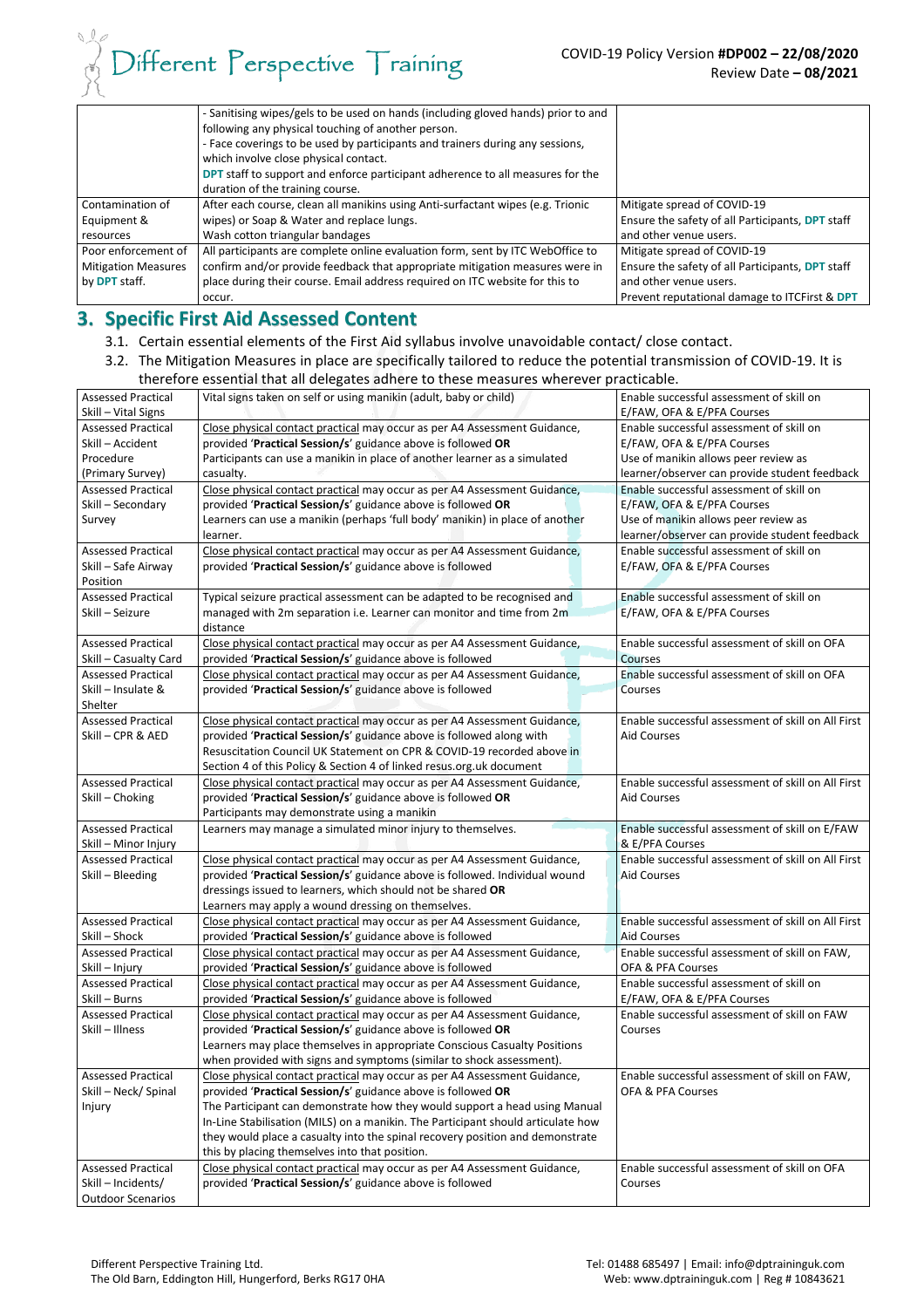| | | |
|---|---|---|
| | - Sanitising wipes/gels to be used on hands (including gloved hands) prior to and following any physical touching of another person.<br>- Face coverings to be used by participants and trainers during any sessions, which involve close physical contact.<br>**DPT** staff to support and enforce participant adherence to all measures for the duration of the training course. | |
| Contamination of Equipment & resources | After each course, clean all manikins using Anti-surfactant wipes (e.g. Trionic wipes) or Soap & Water and replace lungs.<br>Wash cotton triangular bandages | Mitigate spread of COVID-19<br>Ensure the safety of all Participants, **DPT** staff and other venue users. |
| Poor enforcement of Mitigation Measures by **DPT** staff. | All participants are complete online evaluation form, sent by ITC WebOffice to confirm and/or provide feedback that appropriate mitigation measures were in place during their course. Email address required on ITC website for this to occur. | Mitigate spread of COVID-19<br>Ensure the safety of all Participants, **DPT** staff and other venue users.<br>Prevent reputational damage to ITCFirst & **DPT** |

## 3. Specific First Aid Assessed Content

3.1. Certain essential elements of the First Aid syllabus involve unavoidable contact/ close contact.

3.2. The Mitigation Measures in place are specifically tailored to reduce the potential transmission of COVID-19. It is therefore essential that all delegates adhere to these measures wherever practicable.

| | | |
|---|---|---|
| Assessed Practical Skill – Vital Signs | Vital signs taken on self or using manikin (adult, baby or child) | Enable successful assessment of skill on E/FAW, OFA & E/PFA Courses |
| Assessed Practical Skill – Accident Procedure (Primary Survey) | Close physical contact practical may occur as per A4 Assessment Guidance, provided '**Practical Session/s**' guidance above is followed **OR**<br>Participants can use a manikin in place of another learner as a simulated casualty. | Enable successful assessment of skill on E/FAW, OFA & E/PFA Courses<br>Use of manikin allows peer review as learner/observer can provide student feedback |
| Assessed Practical Skill – Secondary Survey | Close physical contact practical may occur as per A4 Assessment Guidance, provided '**Practical Session/s**' guidance above is followed **OR**<br>Learners can use a manikin (perhaps 'full body' manikin) in place of another learner. | Enable successful assessment of skill on E/FAW, OFA & E/PFA Courses<br>Use of manikin allows peer review as learner/observer can provide student feedback |
| Assessed Practical Skill – Safe Airway Position | Close physical contact practical may occur as per A4 Assessment Guidance, provided '**Practical Session/s**' guidance above is followed | Enable successful assessment of skill on E/FAW, OFA & E/PFA Courses |
| Assessed Practical Skill – Seizure | Typical seizure practical assessment can be adapted to be recognised and managed with 2m separation i.e. Learner can monitor and time from 2m distance | Enable successful assessment of skill on E/FAW, OFA & E/PFA Courses |
| Assessed Practical Skill – Casualty Card | Close physical contact practical may occur as per A4 Assessment Guidance, provided '**Practical Session/s**' guidance above is followed | Enable successful assessment of skill on OFA Courses |
| Assessed Practical Skill – Insulate & Shelter | Close physical contact practical may occur as per A4 Assessment Guidance, provided '**Practical Session/s**' guidance above is followed | Enable successful assessment of skill on OFA Courses |
| Assessed Practical Skill – CPR & AED | Close physical contact practical may occur as per A4 Assessment Guidance, provided '**Practical Session/s**' guidance above is followed along with Resuscitation Council UK Statement on CPR & COVID-19 recorded above in Section 4 of this Policy & Section 4 of linked resus.org.uk document | Enable successful assessment of skill on All First Aid Courses |
| Assessed Practical Skill – Choking | Close physical contact practical may occur as per A4 Assessment Guidance, provided '**Practical Session/s**' guidance above is followed **OR**<br>Participants may demonstrate using a manikin | Enable successful assessment of skill on All First Aid Courses |
| Assessed Practical Skill – Minor Injury | Learners may manage a simulated minor injury to themselves. | Enable successful assessment of skill on E/FAW & E/PFA Courses |
| Assessed Practical Skill – Bleeding | Close physical contact practical may occur as per A4 Assessment Guidance, provided '**Practical Session/s**' guidance above is followed. Individual wound dressings issued to learners, which should not be shared **OR**<br>Learners may apply a wound dressing on themselves. | Enable successful assessment of skill on All First Aid Courses |
| Assessed Practical Skill – Shock | Close physical contact practical may occur as per A4 Assessment Guidance, provided '**Practical Session/s**' guidance above is followed | Enable successful assessment of skill on All First Aid Courses |
| Assessed Practical Skill – Injury | Close physical contact practical may occur as per A4 Assessment Guidance, provided '**Practical Session/s**' guidance above is followed | Enable successful assessment of skill on FAW, OFA & PFA Courses |
| Assessed Practical Skill – Burns | Close physical contact practical may occur as per A4 Assessment Guidance, provided '**Practical Session/s**' guidance above is followed | Enable successful assessment of skill on E/FAW, OFA & E/PFA Courses |
| Assessed Practical Skill – Illness | Close physical contact practical may occur as per A4 Assessment Guidance, provided '**Practical Session/s**' guidance above is followed **OR**<br>Learners may place themselves in appropriate Conscious Casualty Positions when provided with signs and symptoms (similar to shock assessment). | Enable successful assessment of skill on FAW Courses |
| Assessed Practical Skill – Neck/ Spinal Injury | Close physical contact practical may occur as per A4 Assessment Guidance, provided '**Practical Session/s**' guidance above is followed **OR**<br>The Participant can demonstrate how they would support a head using Manual In-Line Stabilisation (MILS) on a manikin. The Participant should articulate how they would place a casualty into the spinal recovery position and demonstrate this by placing themselves into that position. | Enable successful assessment of skill on FAW, OFA & PFA Courses |
| Assessed Practical Skill – Incidents/ Outdoor Scenarios | Close physical contact practical may occur as per A4 Assessment Guidance, provided '**Practical Session/s**' guidance above is followed | Enable successful assessment of skill on OFA Courses |